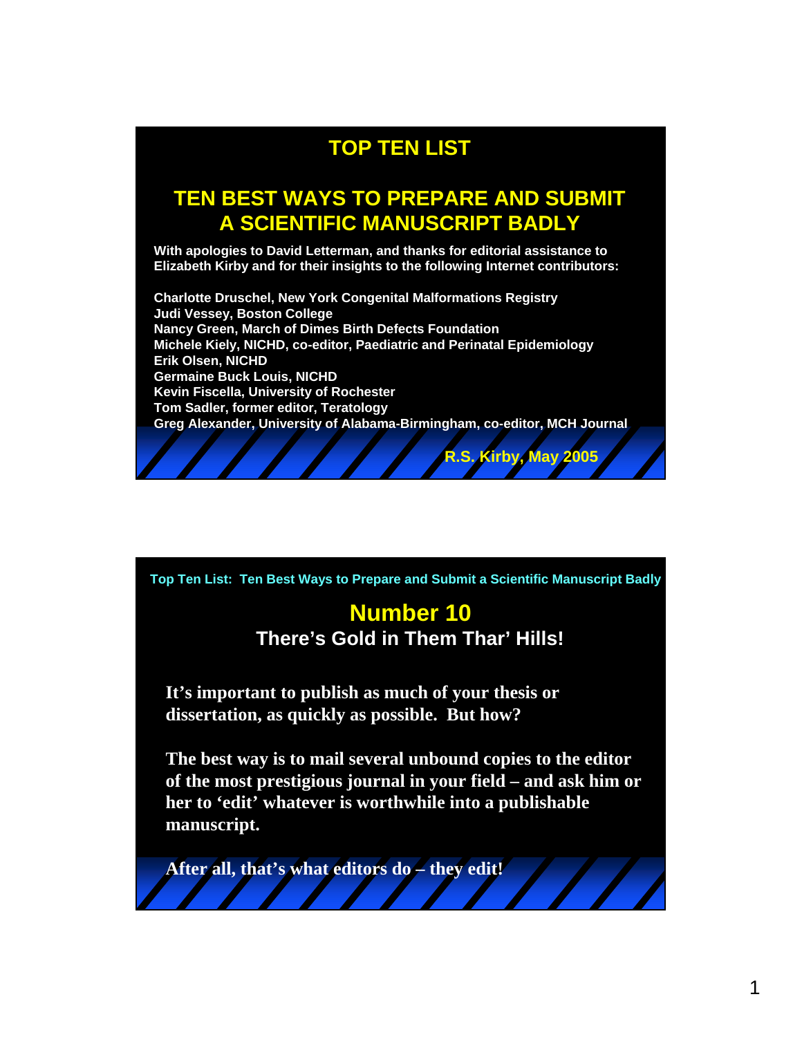# TOP TEN LIST

## TEN BEST WAYS TO PREPARE AND SUBMIT A SCIENTIFIC MANUSCRIPT BADLY

**With apologies to David Letterman, and thanks for editorial assistance to Elizabeth Kirby and for their insights to the following Internet contributors:**

**Charlotte Druschel, New York Congenital Malformations Registry**
**Judi Vessey, Boston College**
**Nancy Green, March of Dimes Birth Defects Foundation**
**Michele Kiely, NICHD, co-editor, Paediatric and Perinatal Epidemiology**
**Erik Olsen, NICHD**
**Germaine Buck Louis, NICHD**
**Kevin Fiscella, University of Rochester**
**Tom Sadler, former editor, Teratology**
**Greg Alexander, University of Alabama-Birmingham, co-editor, MCH Journal**

**R.S. Kirby, May 2005**

---

Top Ten List: Ten Best Ways to Prepare and Submit a Scientific Manuscript Badly

## Number 10

### There's Gold in Them Thar' Hills!

**It's important to publish as much of your thesis or dissertation, as quickly as possible. But how?**

**The best way is to mail several unbound copies to the editor of the most prestigious journal in your field – and ask him or her to 'edit' whatever is worthwhile into a publishable manuscript.**

**After all, that's what editors do – they edit!**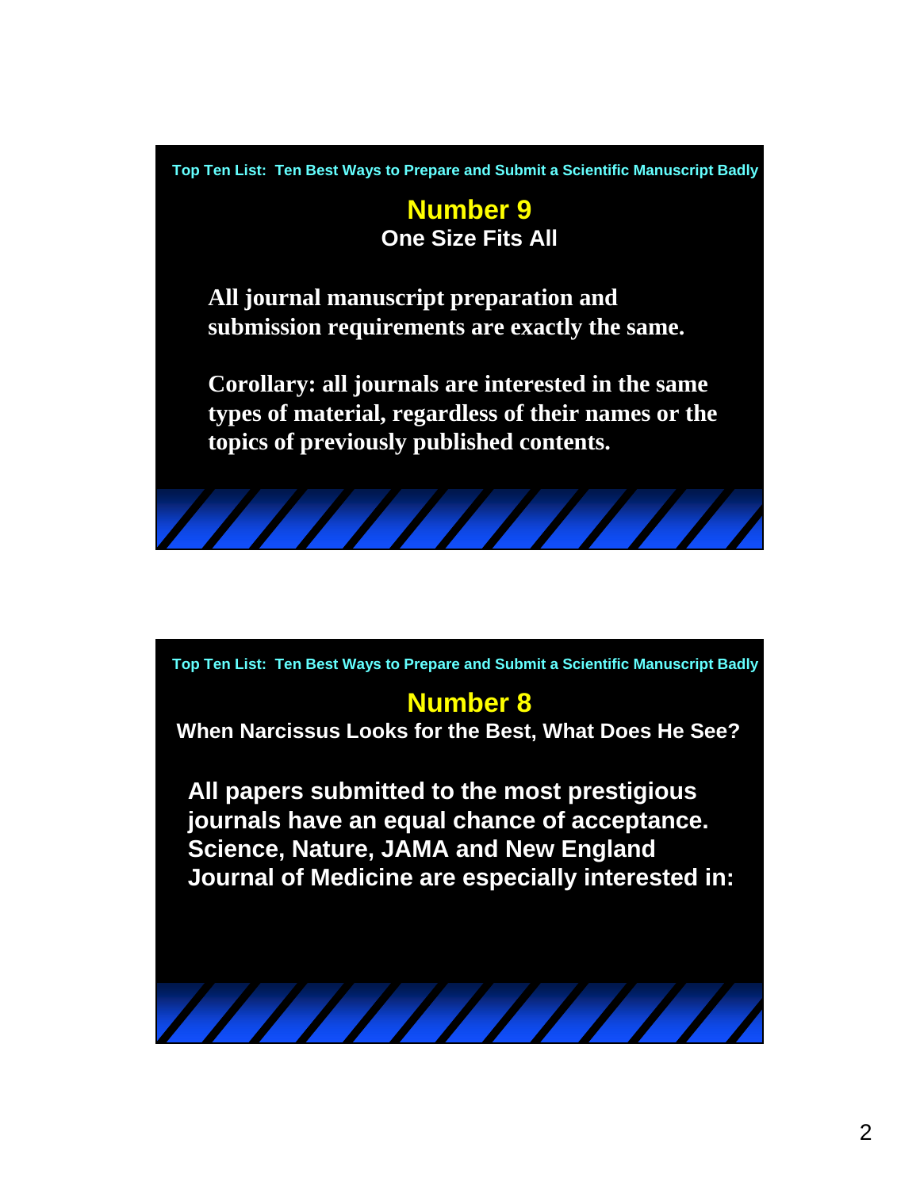Top Ten List: Ten Best Ways to Prepare and Submit a Scientific Manuscript Badly

## Number 9

### One Size Fits All

**All journal manuscript preparation and submission requirements are exactly the same.**

**Corollary: all journals are interested in the same types of material, regardless of their names or the topics of previously published contents.**

---

Top Ten List: Ten Best Ways to Prepare and Submit a Scientific Manuscript Badly

## Number 8

### When Narcissus Looks for the Best, What Does He See?

**All papers submitted to the most prestigious journals have an equal chance of acceptance. Science, Nature, JAMA and New England Journal of Medicine are especially interested in:**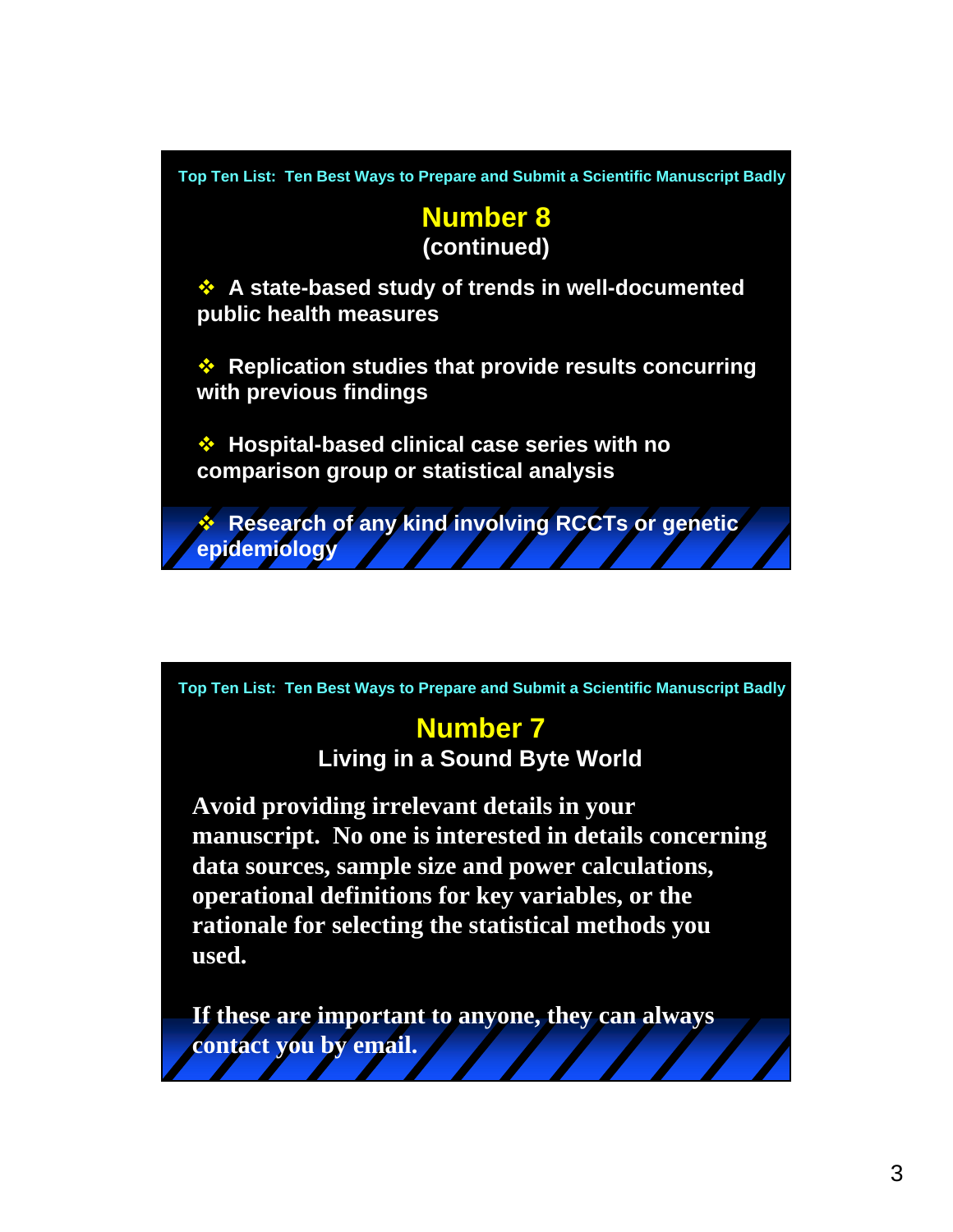Top Ten List: Ten Best Ways to Prepare and Submit a Scientific Manuscript Badly

## Number 8
### (continued)

- A state-based study of trends in well-documented public health measures
- Replication studies that provide results concurring with previous findings
- Hospital-based clinical case series with no comparison group or statistical analysis
- Research of any kind involving RCCTs or genetic epidemiology

Top Ten List: Ten Best Ways to Prepare and Submit a Scientific Manuscript Badly

## Number 7
### Living in a Sound Byte World

**Avoid providing irrelevant details in your manuscript. No one is interested in details concerning data sources, sample size and power calculations, operational definitions for key variables, or the rationale for selecting the statistical methods you used.**

**If these are important to anyone, they can always contact you by email.**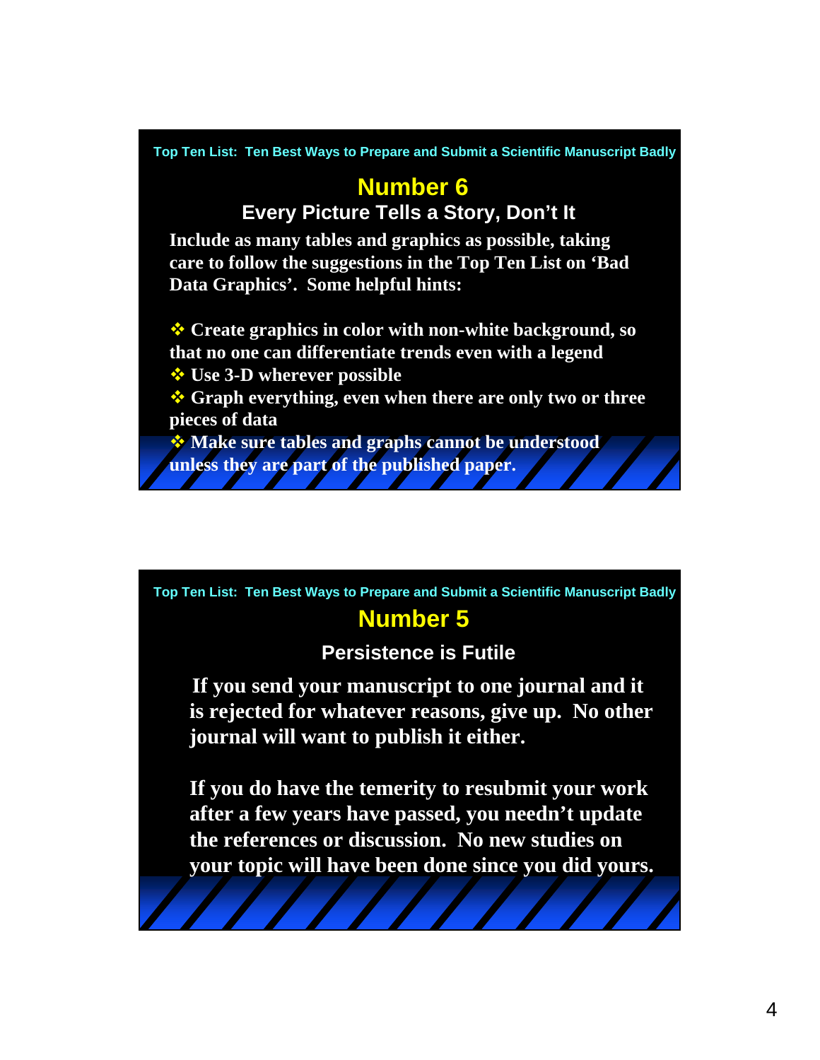Top Ten List: Ten Best Ways to Prepare and Submit a Scientific Manuscript Badly

## Number 6

### Every Picture Tells a Story, Don't It

**Include as many tables and graphics as possible, taking care to follow the suggestions in the Top Ten List on 'Bad Data Graphics'. Some helpful hints:**

- **Create graphics in color with non-white background, so that no one can differentiate trends even with a legend**
- **Use 3-D wherever possible**
- **Graph everything, even when there are only two or three pieces of data**
- **Make sure tables and graphs cannot be understood unless they are part of the published paper.**

Top Ten List: Ten Best Ways to Prepare and Submit a Scientific Manuscript Badly

## Number 5

### Persistence is Futile

**If you send your manuscript to one journal and it is rejected for whatever reasons, give up. No other journal will want to publish it either.**

**If you do have the temerity to resubmit your work after a few years have passed, you needn't update the references or discussion. No new studies on your topic will have been done since you did yours.**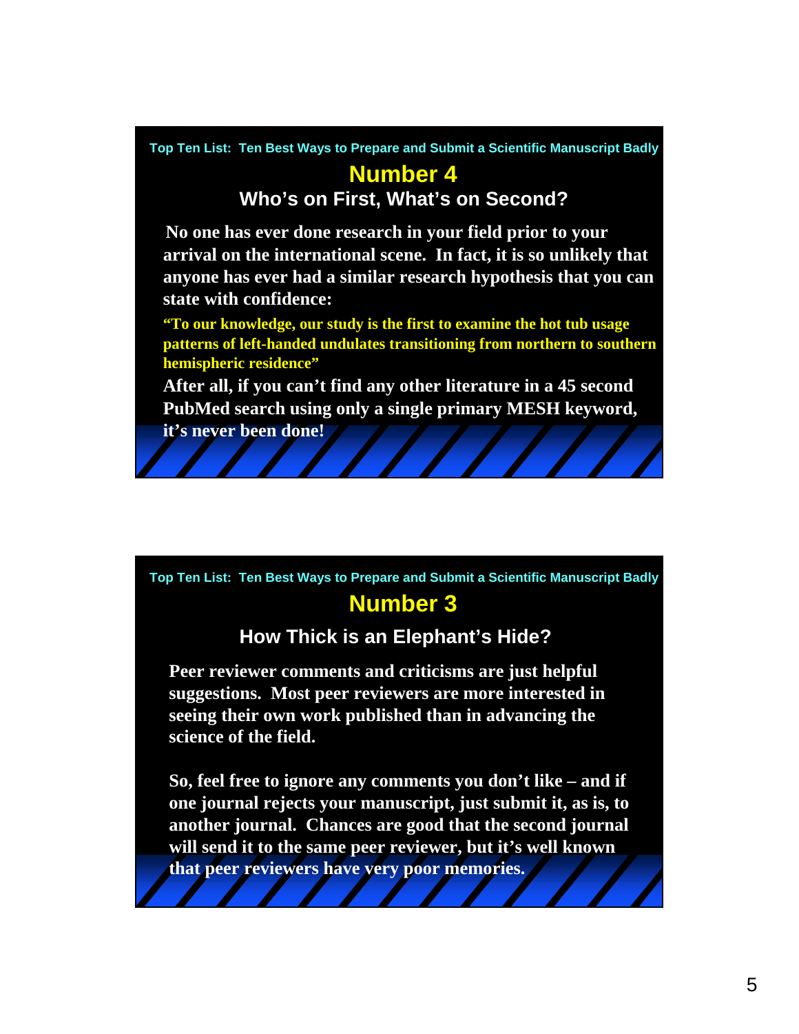Top Ten List: Ten Best Ways to Prepare and Submit a Scientific Manuscript Badly

## Number 4

### Who's on First, What's on Second?

**No one has ever done research in your field prior to your arrival on the international scene. In fact, it is so unlikely that anyone has ever had a similar research hypothesis that you can state with confidence:**

**"To our knowledge, our study is the first to examine the hot tub usage patterns of left-handed undulates transitioning from northern to southern hemispheric residence"**

**After all, if you can't find any other literature in a 45 second PubMed search using only a single primary MESH keyword, it's never been done!**

Top Ten List: Ten Best Ways to Prepare and Submit a Scientific Manuscript Badly

## Number 3

### How Thick is an Elephant's Hide?

**Peer reviewer comments and criticisms are just helpful suggestions. Most peer reviewers are more interested in seeing their own work published than in advancing the science of the field.**

**So, feel free to ignore any comments you don't like – and if one journal rejects your manuscript, just submit it, as is, to another journal. Chances are good that the second journal will send it to the same peer reviewer, but it's well known that peer reviewers have very poor memories.**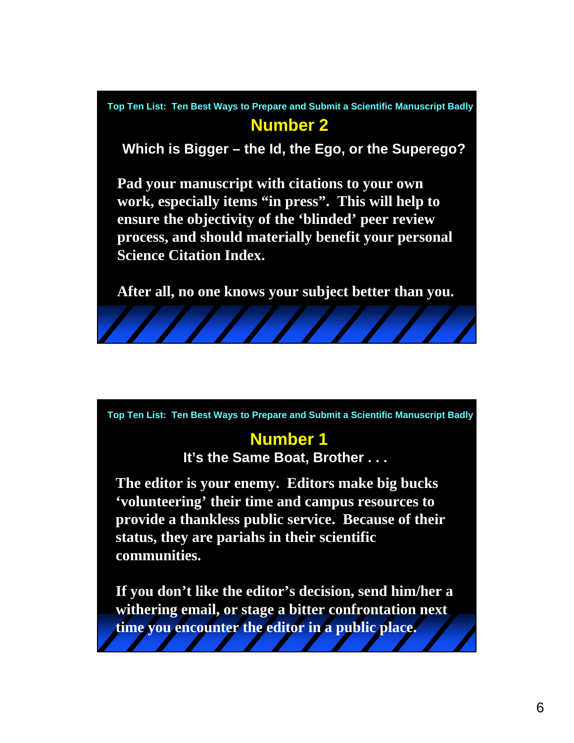Top Ten List: Ten Best Ways to Prepare and Submit a Scientific Manuscript Badly

## Number 2

### Which is Bigger – the Id, the Ego, or the Superego?

**Pad your manuscript with citations to your own work, especially items "in press". This will help to ensure the objectivity of the 'blinded' peer review process, and should materially benefit your personal Science Citation Index.**

**After all, no one knows your subject better than you.**

Top Ten List: Ten Best Ways to Prepare and Submit a Scientific Manuscript Badly

## Number 1

### It's the Same Boat, Brother . . .

**The editor is your enemy. Editors make big bucks 'volunteering' their time and campus resources to provide a thankless public service. Because of their status, they are pariahs in their scientific communities.**

**If you don't like the editor's decision, send him/her a withering email, or stage a bitter confrontation next time you encounter the editor in a public place.**